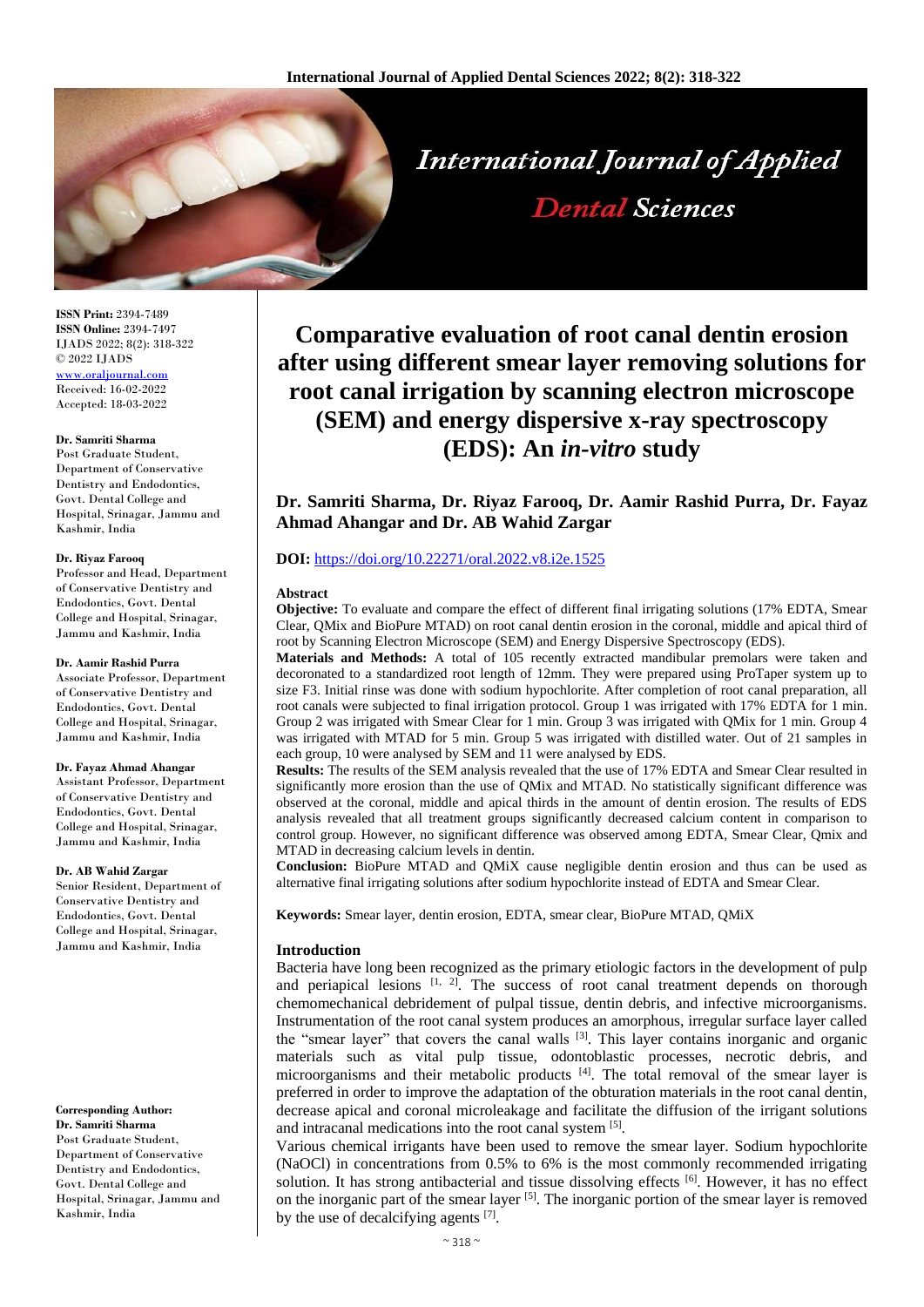# Comparative evaluation of root canal dentin erosion after using different smear layer removing solutions for root canal irrigation by scanning electron microscope (SEM) and energy dispersive x-ray spectroscopy (EDS): An *in-vitro* study

**Dr. Samriti Sharma, Dr. Riyaz Farooq, Dr. Aamir Rashid Purra, Dr. Fayaz Ahmad Ahangar and Dr. AB Wahid Zargar**

**DOI:** https://doi.org/10.22271/oral.2022.v8.i2e.1525

ISSN Print: 2394-7489
ISSN Online: 2394-7497
IJADS 2022; 8(2): 318-322
© 2022 IJADS
www.oraljournal.com
Received: 16-02-2022
Accepted: 18-03-2022

**Dr. Samriti Sharma**
Post Graduate Student, Department of Conservative Dentistry and Endodontics, Govt. Dental College and Hospital, Srinagar, Jammu and Kashmir, India

**Dr. Riyaz Farooq**
Professor and Head, Department of Conservative Dentistry and Endodontics, Govt. Dental College and Hospital, Srinagar, Jammu and Kashmir, India

**Dr. Aamir Rashid Purra**
Associate Professor, Department of Conservative Dentistry and Endodontics, Govt. Dental College and Hospital, Srinagar, Jammu and Kashmir, India

**Dr. Fayaz Ahmad Ahangar**
Assistant Professor, Department of Conservative Dentistry and Endodontics, Govt. Dental College and Hospital, Srinagar, Jammu and Kashmir, India

**Dr. AB Wahid Zargar**
Senior Resident, Department of Conservative Dentistry and Endodontics, Govt. Dental College and Hospital, Srinagar, Jammu and Kashmir, India

**Corresponding Author:**
**Dr. Samriti Sharma**
Post Graduate Student, Department of Conservative Dentistry and Endodontics, Govt. Dental College and Hospital, Srinagar, Jammu and Kashmir, India

## Abstract

**Objective:** To evaluate and compare the effect of different final irrigating solutions (17% EDTA, Smear Clear, QMix and BioPure MTAD) on root canal dentin erosion in the coronal, middle and apical third of root by Scanning Electron Microscope (SEM) and Energy Dispersive Spectroscopy (EDS).

**Materials and Methods:** A total of 105 recently extracted mandibular premolars were taken and decoronated to a standardized root length of 12mm. They were prepared using ProTaper system up to size F3. Initial rinse was done with sodium hypochlorite. After completion of root canal preparation, all root canals were subjected to final irrigation protocol. Group 1 was irrigated with 17% EDTA for 1 min. Group 2 was irrigated with Smear Clear for 1 min. Group 3 was irrigated with QMix for 1 min. Group 4 was irrigated with MTAD for 5 min. Group 5 was irrigated with distilled water. Out of 21 samples in each group, 10 were analysed by SEM and 11 were analysed by EDS.

**Results:** The results of the SEM analysis revealed that the use of 17% EDTA and Smear Clear resulted in significantly more erosion than the use of QMix and MTAD. No statistically significant difference was observed at the coronal, middle and apical thirds in the amount of dentin erosion. The results of EDS analysis revealed that all treatment groups significantly decreased calcium content in comparison to control group. However, no significant difference was observed among EDTA, Smear Clear, Qmix and MTAD in decreasing calcium levels in dentin.

**Conclusion:** BioPure MTAD and QMiX cause negligible dentin erosion and thus can be used as alternative final irrigating solutions after sodium hypochlorite instead of EDTA and Smear Clear.

**Keywords:** Smear layer, dentin erosion, EDTA, smear clear, BioPure MTAD, QMiX

## Introduction

Bacteria have long been recognized as the primary etiologic factors in the development of pulp and periapical lesions [1, 2]. The success of root canal treatment depends on thorough chemomechanical debridement of pulpal tissue, dentin debris, and infective microorganisms. Instrumentation of the root canal system produces an amorphous, irregular surface layer called the "smear layer" that covers the canal walls [3]. This layer contains inorganic and organic materials such as vital pulp tissue, odontoblastic processes, necrotic debris, and microorganisms and their metabolic products [4]. The total removal of the smear layer is preferred in order to improve the adaptation of the obturation materials in the root canal dentin, decrease apical and coronal microleakage and facilitate the diffusion of the irrigant solutions and intracanal medications into the root canal system [5].

Various chemical irrigants have been used to remove the smear layer. Sodium hypochlorite (NaOCl) in concentrations from 0.5% to 6% is the most commonly recommended irrigating solution. It has strong antibacterial and tissue dissolving effects [6]. However, it has no effect on the inorganic part of the smear layer [5]. The inorganic portion of the smear layer is removed by the use of decalcifying agents [7].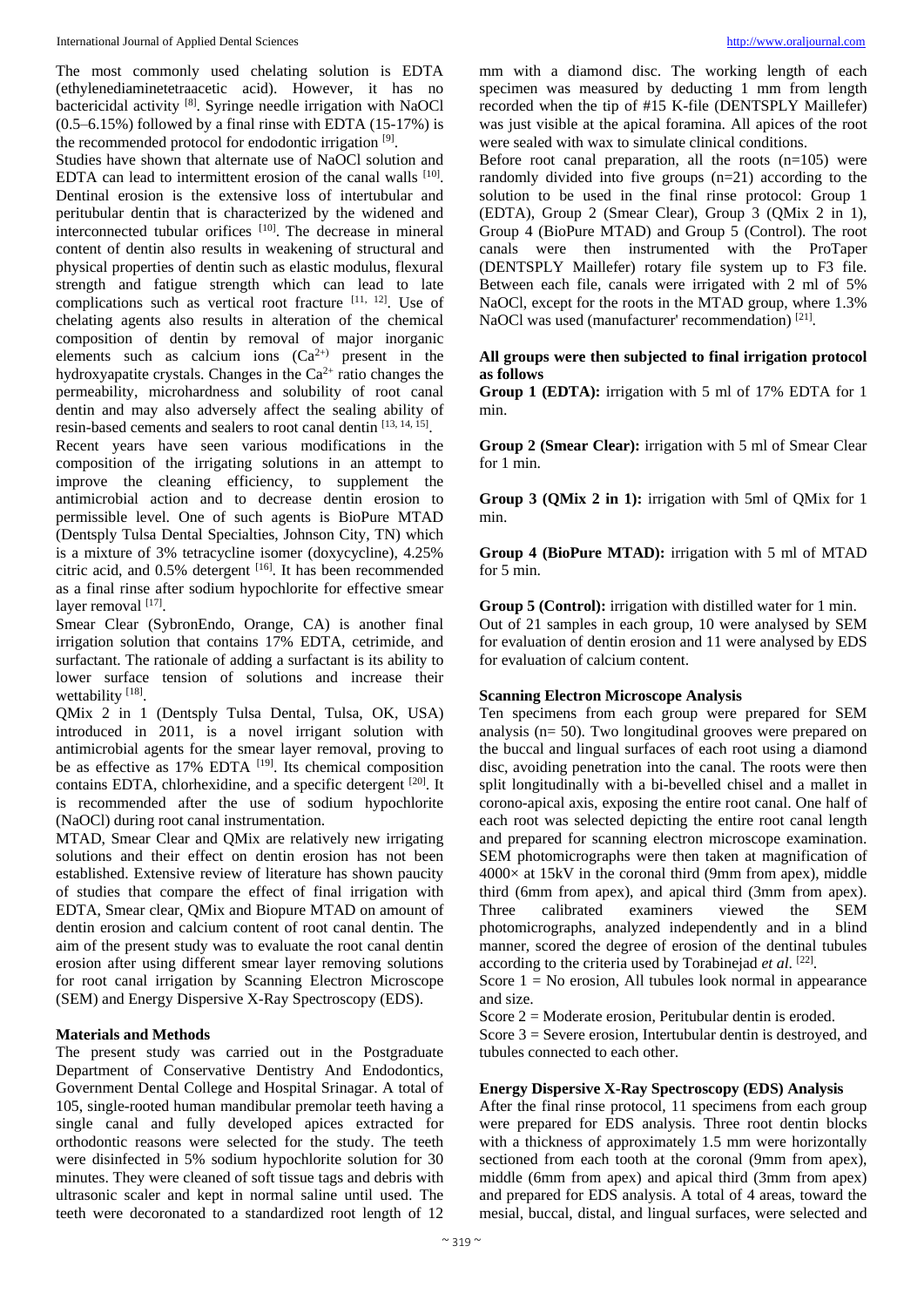The most commonly used chelating solution is EDTA (ethylenediaminetetraacetic acid). However, it has no bactericidal activity [8]. Syringe needle irrigation with NaOCl (0.5–6.15%) followed by a final rinse with EDTA (15-17%) is the recommended protocol for endodontic irrigation [9].

Studies have shown that alternate use of NaOCl solution and EDTA can lead to intermittent erosion of the canal walls [10]. Dentinal erosion is the extensive loss of intertubular and peritubular dentin that is characterized by the widened and interconnected tubular orifices [10]. The decrease in mineral content of dentin also results in weakening of structural and physical properties of dentin such as elastic modulus, flexural strength and fatigue strength which can lead to late complications such as vertical root fracture [11, 12]. Use of chelating agents also results in alteration of the chemical composition of dentin by removal of major inorganic elements such as calcium ions ($Ca^{2+}$) present in the hydroxyapatite crystals. Changes in the $Ca^{2+}$ ratio changes the permeability, microhardness and solubility of root canal dentin and may also adversely affect the sealing ability of resin-based cements and sealers to root canal dentin [13, 14, 15].

Recent years have seen various modifications in the composition of the irrigating solutions in an attempt to improve the cleaning efficiency, to supplement the antimicrobial action and to decrease dentin erosion to permissible level. One of such agents is BioPure MTAD (Dentsply Tulsa Dental Specialties, Johnson City, TN) which is a mixture of 3% tetracycline isomer (doxycycline), 4.25% citric acid, and 0.5% detergent [16]. It has been recommended as a final rinse after sodium hypochlorite for effective smear layer removal [17].

Smear Clear (SybronEndo, Orange, CA) is another final irrigation solution that contains 17% EDTA, cetrimide, and surfactant. The rationale of adding a surfactant is its ability to lower surface tension of solutions and increase their wettability [18].

QMix 2 in 1 (Dentsply Tulsa Dental, Tulsa, OK, USA) introduced in 2011, is a novel irrigant solution with antimicrobial agents for the smear layer removal, proving to be as effective as 17% EDTA [19]. Its chemical composition contains EDTA, chlorhexidine, and a specific detergent [20]. It is recommended after the use of sodium hypochlorite (NaOCl) during root canal instrumentation.

MTAD, Smear Clear and QMix are relatively new irrigating solutions and their effect on dentin erosion has not been established. Extensive review of literature has shown paucity of studies that compare the effect of final irrigation with EDTA, Smear clear, QMix and Biopure MTAD on amount of dentin erosion and calcium content of root canal dentin. The aim of the present study was to evaluate the root canal dentin erosion after using different smear layer removing solutions for root canal irrigation by Scanning Electron Microscope (SEM) and Energy Dispersive X-Ray Spectroscopy (EDS).

## Materials and Methods

The present study was carried out in the Postgraduate Department of Conservative Dentistry And Endodontics, Government Dental College and Hospital Srinagar. A total of 105, single-rooted human mandibular premolar teeth having a single canal and fully developed apices extracted for orthodontic reasons were selected for the study. The teeth were disinfected in 5% sodium hypochlorite solution for 30 minutes. They were cleaned of soft tissue tags and debris with ultrasonic scaler and kept in normal saline until used. The teeth were decoronated to a standardized root length of 12 mm with a diamond disc. The working length of each specimen was measured by deducting 1 mm from length recorded when the tip of #15 K-file (DENTSPLY Maillefer) was just visible at the apical foramina. All apices of the root were sealed with wax to simulate clinical conditions.

Before root canal preparation, all the roots (n=105) were randomly divided into five groups (n=21) according to the solution to be used in the final rinse protocol: Group 1 (EDTA), Group 2 (Smear Clear), Group 3 (QMix 2 in 1), Group 4 (BioPure MTAD) and Group 5 (Control). The root canals were then instrumented with the ProTaper (DENTSPLY Maillefer) rotary file system up to F3 file. Between each file, canals were irrigated with 2 ml of 5% NaOCl, except for the roots in the MTAD group, where 1.3% NaOCl was used (manufacturer' recommendation) [21].

### All groups were then subjected to final irrigation protocol as follows

**Group 1 (EDTA):** irrigation with 5 ml of 17% EDTA for 1 min.

**Group 2 (Smear Clear):** irrigation with 5 ml of Smear Clear for 1 min.

**Group 3 (QMix 2 in 1):** irrigation with 5ml of QMix for 1 min.

**Group 4 (BioPure MTAD):** irrigation with 5 ml of MTAD for 5 min.

**Group 5 (Control):** irrigation with distilled water for 1 min.

Out of 21 samples in each group, 10 were analysed by SEM for evaluation of dentin erosion and 11 were analysed by EDS for evaluation of calcium content.

### Scanning Electron Microscope Analysis

Ten specimens from each group were prepared for SEM analysis (n= 50). Two longitudinal grooves were prepared on the buccal and lingual surfaces of each root using a diamond disc, avoiding penetration into the canal. The roots were then split longitudinally with a bi-bevelled chisel and a mallet in corono-apical axis, exposing the entire root canal. One half of each root was selected depicting the entire root canal length and prepared for scanning electron microscope examination. SEM photomicrographs were then taken at magnification of 4000× at 15kV in the coronal third (9mm from apex), middle third (6mm from apex), and apical third (3mm from apex). Three calibrated examiners viewed the SEM photomicrographs, analyzed independently and in a blind manner, scored the degree of erosion of the dentinal tubules according to the criteria used by Torabinejad *et al.* [22].

Score 1 = No erosion, All tubules look normal in appearance and size.

Score 2 = Moderate erosion, Peritubular dentin is eroded.

Score 3 = Severe erosion, Intertubular dentin is destroyed, and tubules connected to each other.

### Energy Dispersive X-Ray Spectroscopy (EDS) Analysis

After the final rinse protocol, 11 specimens from each group were prepared for EDS analysis. Three root dentin blocks with a thickness of approximately 1.5 mm were horizontally sectioned from each tooth at the coronal (9mm from apex), middle (6mm from apex) and apical third (3mm from apex) and prepared for EDS analysis. A total of 4 areas, toward the mesial, buccal, distal, and lingual surfaces, were selected and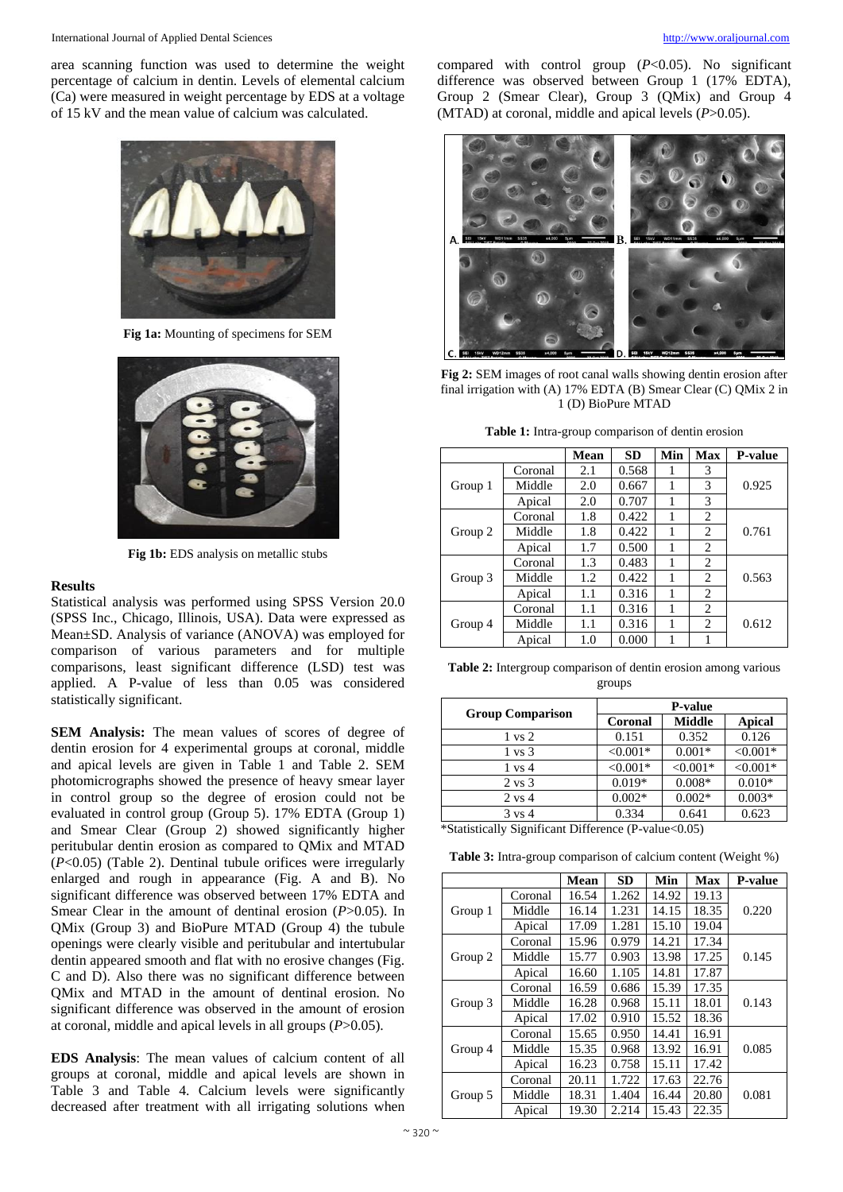area scanning function was used to determine the weight percentage of calcium in dentin. Levels of elemental calcium (Ca) were measured in weight percentage by EDS at a voltage of 15 kV and the mean value of calcium was calculated.

**Fig 1a:** Mounting of specimens for SEM

**Fig 1b:** EDS analysis on metallic stubs

### Results

Statistical analysis was performed using SPSS Version 20.0 (SPSS Inc., Chicago, Illinois, USA). Data were expressed as Mean±SD. Analysis of variance (ANOVA) was employed for comparison of various parameters and for multiple comparisons, least significant difference (LSD) test was applied. A P-value of less than 0.05 was considered statistically significant.

**SEM Analysis:** The mean values of scores of degree of dentin erosion for 4 experimental groups at coronal, middle and apical levels are given in Table 1 and Table 2. SEM photomicrographs showed the presence of heavy smear layer in control group so the degree of erosion could not be evaluated in control group (Group 5). 17% EDTA (Group 1) and Smear Clear (Group 2) showed significantly higher peritubular dentin erosion as compared to QMix and MTAD ($P<0.05$) (Table 2). Dentinal tubule orifices were irregularly enlarged and rough in appearance (Fig. A and B). No significant difference was observed between 17% EDTA and Smear Clear in the amount of dentinal erosion ($P>0.05$). In QMix (Group 3) and BioPure MTAD (Group 4) the tubule openings were clearly visible and peritubular and intertubular dentin appeared smooth and flat with no erosive changes (Fig. C and D). Also there was no significant difference between QMix and MTAD in the amount of dentinal erosion. No significant difference was observed in the amount of erosion at coronal, middle and apical levels in all groups ($P>0.05$).

**EDS Analysis**: The mean values of calcium content of all groups at coronal, middle and apical levels are shown in Table 3 and Table 4. Calcium levels were significantly decreased after treatment with all irrigating solutions when compared with control group ($P<0.05$). No significant difference was observed between Group 1 (17% EDTA), Group 2 (Smear Clear), Group 3 (QMix) and Group 4 (MTAD) at coronal, middle and apical levels ($P>0.05$).

**Fig 2:** SEM images of root canal walls showing dentin erosion after final irrigation with (A) 17% EDTA (B) Smear Clear (C) QMix 2 in 1 (D) BioPure MTAD

**Table 1:** Intra-group comparison of dentin erosion

| | | Mean | SD | Min | Max | P-value |
|---|---|---|---|---|---|---|
| Group 1 | Coronal | 2.1 | 0.568 | 1 | 3 | 0.925 |
| | Middle | 2.0 | 0.667 | 1 | 3 | |
| | Apical | 2.0 | 0.707 | 1 | 3 | |
| Group 2 | Coronal | 1.8 | 0.422 | 1 | 2 | 0.761 |
| | Middle | 1.8 | 0.422 | 1 | 2 | |
| | Apical | 1.7 | 0.500 | 1 | 2 | |
| Group 3 | Coronal | 1.3 | 0.483 | 1 | 2 | 0.563 |
| | Middle | 1.2 | 0.422 | 1 | 2 | |
| | Apical | 1.1 | 0.316 | 1 | 2 | |
| Group 4 | Coronal | 1.1 | 0.316 | 1 | 2 | 0.612 |
| | Middle | 1.1 | 0.316 | 1 | 2 | |
| | Apical | 1.0 | 0.000 | 1 | 1 | |

**Table 2:** Intergroup comparison of dentin erosion among various groups

| Group Comparison | P-value | | |
|---|---|---|---|
| | Coronal | Middle | Apical |
| 1 vs 2 | 0.151 | 0.352 | 0.126 |
| 1 vs 3 | <0.001* | 0.001* | <0.001* |
| 1 vs 4 | <0.001* | <0.001* | <0.001* |
| 2 vs 3 | 0.019* | 0.008* | 0.010* |
| 2 vs 4 | 0.002* | 0.002* | 0.003* |
| 3 vs 4 | 0.334 | 0.641 | 0.623 |

*Statistically Significant Difference (P-value<0.05)

**Table 3:** Intra-group comparison of calcium content (Weight %)

| | | Mean | SD | Min | Max | P-value |
|---|---|---|---|---|---|---|
| Group 1 | Coronal | 16.54 | 1.262 | 14.92 | 19.13 | 0.220 |
| | Middle | 16.14 | 1.231 | 14.15 | 18.35 | |
| | Apical | 17.09 | 1.281 | 15.10 | 19.04 | |
| Group 2 | Coronal | 15.96 | 0.979 | 14.21 | 17.34 | 0.145 |
| | Middle | 15.77 | 0.903 | 13.98 | 17.25 | |
| | Apical | 16.60 | 1.105 | 14.81 | 17.87 | |
| Group 3 | Coronal | 16.59 | 0.686 | 15.39 | 17.35 | 0.143 |
| | Middle | 16.28 | 0.968 | 15.11 | 18.01 | |
| | Apical | 17.02 | 0.910 | 15.52 | 18.36 | |
| Group 4 | Coronal | 15.65 | 0.950 | 14.41 | 16.91 | 0.085 |
| | Middle | 15.35 | 0.968 | 13.92 | 16.91 | |
| | Apical | 16.23 | 0.758 | 15.11 | 17.42 | |
| Group 5 | Coronal | 20.11 | 1.722 | 17.63 | 22.76 | 0.081 |
| | Middle | 18.31 | 1.404 | 16.44 | 20.80 | |
| | Apical | 19.30 | 2.214 | 15.43 | 22.35 | |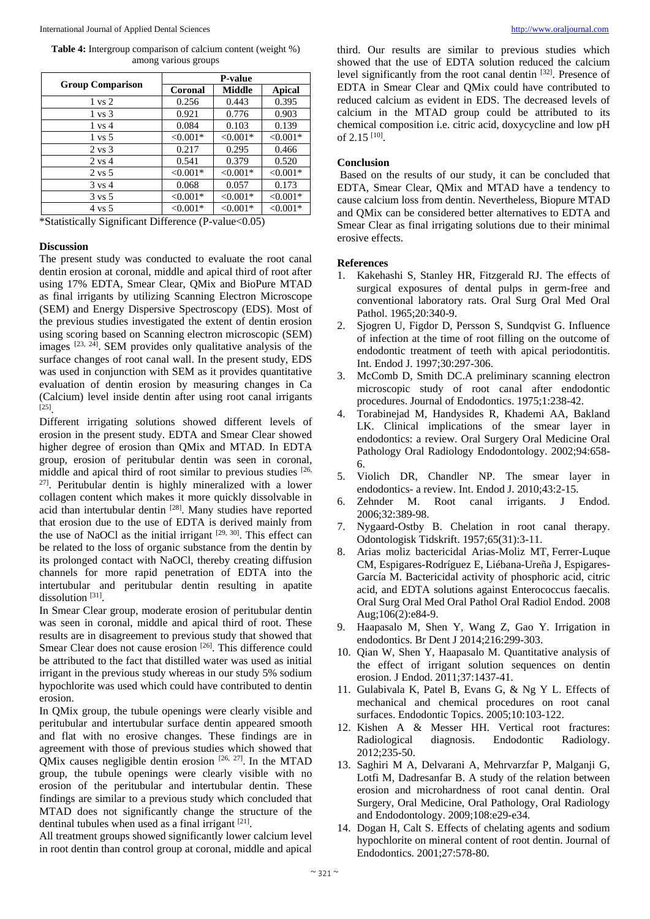**Table 4:** Intergroup comparison of calcium content (weight %) among various groups

| Group Comparison | P-value | | |
|---|---|---|---|
| | Coronal | Middle | Apical |
| 1 vs 2 | 0.256 | 0.443 | 0.395 |
| 1 vs 3 | 0.921 | 0.776 | 0.903 |
| 1 vs 4 | 0.084 | 0.103 | 0.139 |
| 1 vs 5 | <0.001* | <0.001* | <0.001* |
| 2 vs 3 | 0.217 | 0.295 | 0.466 |
| 2 vs 4 | 0.541 | 0.379 | 0.520 |
| 2 vs 5 | <0.001* | <0.001* | <0.001* |
| 3 vs 4 | 0.068 | 0.057 | 0.173 |
| 3 vs 5 | <0.001* | <0.001* | <0.001* |
| 4 vs 5 | <0.001* | <0.001* | <0.001* |

*Statistically Significant Difference (P-value<0.05)

## Discussion

The present study was conducted to evaluate the root canal dentin erosion at coronal, middle and apical third of root after using 17% EDTA, Smear Clear, QMix and BioPure MTAD as final irrigants by utilizing Scanning Electron Microscope (SEM) and Energy Dispersive Spectroscopy (EDS). Most of the previous studies investigated the extent of dentin erosion using scoring based on Scanning electron microscopic (SEM) images [23, 24]. SEM provides only qualitative analysis of the surface changes of root canal wall. In the present study, EDS was used in conjunction with SEM as it provides quantitative evaluation of dentin erosion by measuring changes in Ca (Calcium) level inside dentin after using root canal irrigants [25].

Different irrigating solutions showed different levels of erosion in the present study. EDTA and Smear Clear showed higher degree of erosion than QMix and MTAD. In EDTA group, erosion of peritubular dentin was seen in coronal, middle and apical third of root similar to previous studies [26, 27]. Peritubular dentin is highly mineralized with a lower collagen content which makes it more quickly dissolvable in acid than intertubular dentin [28]. Many studies have reported that erosion due to the use of EDTA is derived mainly from the use of NaOCl as the initial irrigant [29, 30]. This effect can be related to the loss of organic substance from the dentin by its prolonged contact with NaOCl, thereby creating diffusion channels for more rapid penetration of EDTA into the intertubular and peritubular dentin resulting in apatite dissolution [31].

In Smear Clear group, moderate erosion of peritubular dentin was seen in coronal, middle and apical third of root. These results are in disagreement to previous study that showed that Smear Clear does not cause erosion [26]. This difference could be attributed to the fact that distilled water was used as initial irrigant in the previous study whereas in our study 5% sodium hypochlorite was used which could have contributed to dentin erosion.

In QMix group, the tubule openings were clearly visible and peritubular and intertubular surface dentin appeared smooth and flat with no erosive changes. These findings are in agreement with those of previous studies which showed that QMix causes negligible dentin erosion [26, 27]. In the MTAD group, the tubule openings were clearly visible with no erosion of the peritubular and intertubular dentin. These findings are similar to a previous study which concluded that MTAD does not significantly change the structure of the dentinal tubules when used as a final irrigant [21].

All treatment groups showed significantly lower calcium level in root dentin than control group at coronal, middle and apical third. Our results are similar to previous studies which showed that the use of EDTA solution reduced the calcium level significantly from the root canal dentin [32]. Presence of EDTA in Smear Clear and QMix could have contributed to reduced calcium as evident in EDS. The decreased levels of calcium in the MTAD group could be attributed to its chemical composition i.e. citric acid, doxycycline and low pH of 2.15 [10].

## Conclusion

Based on the results of our study, it can be concluded that EDTA, Smear Clear, QMix and MTAD have a tendency to cause calcium loss from dentin. Nevertheless, Biopure MTAD and QMix can be considered better alternatives to EDTA and Smear Clear as final irrigating solutions due to their minimal erosive effects.

## References

1. Kakehashi S, Stanley HR, Fitzgerald RJ. The effects of surgical exposures of dental pulps in germ-free and conventional laboratory rats. Oral Surg Oral Med Oral Pathol. 1965;20:340-9.
2. Sjogren U, Figdor D, Persson S, Sundqvist G. Influence of infection at the time of root filling on the outcome of endodontic treatment of teeth with apical periodontitis. Int. Endod J. 1997;30:297-306.
3. McComb D, Smith DC.A preliminary scanning electron microscopic study of root canal after endodontic procedures. Journal of Endodontics. 1975;1:238-42.
4. Torabinejad M, Handysides R, Khademi AA, Bakland LK. Clinical implications of the smear layer in endodontics: a review. Oral Surgery Oral Medicine Oral Pathology Oral Radiology Endodontology. 2002;94:658-6.
5. Violich DR, Chandler NP. The smear layer in endodontics- a review. Int. Endod J. 2010;43:2-15.
6. Zehnder M. Root canal irrigants. J Endod. 2006;32:389-98.
7. Nygaard-Ostby B. Chelation in root canal therapy. Odontologisk Tidskrift. 1957;65(31):3-11.
8. Arias moliz bactericidal Arias-Moliz MT, Ferrer-Luque CM, Espigares-Rodríguez E, Liébana-Ureña J, Espigares-García M. Bactericidal activity of phosphoric acid, citric acid, and EDTA solutions against Enterococcus faecalis. Oral Surg Oral Med Oral Pathol Oral Radiol Endod. 2008 Aug;106(2):e84-9.
9. Haapasalo M, Shen Y, Wang Z, Gao Y. Irrigation in endodontics. Br Dent J 2014;216:299-303.
10. Qian W, Shen Y, Haapasalo M. Quantitative analysis of the effect of irrigant solution sequences on dentin erosion. J Endod. 2011;37:1437-41.
11. Gulabivala K, Patel B, Evans G, & Ng Y L. Effects of mechanical and chemical procedures on root canal surfaces. Endodontic Topics. 2005;10:103-122.
12. Kishen A & Messer HH. Vertical root fractures: Radiological diagnosis. Endodontic Radiology. 2012;235-50.
13. Saghiri M A, Delvarani A, Mehrvarzfar P, Malganji G, Lotfi M, Dadresanfar B. A study of the relation between erosion and microhardness of root canal dentin. Oral Surgery, Oral Medicine, Oral Pathology, Oral Radiology and Endodontology. 2009;108:e29-e34.
14. Dogan H, Calt S. Effects of chelating agents and sodium hypochlorite on mineral content of root dentin. Journal of Endodontics. 2001;27:578-80.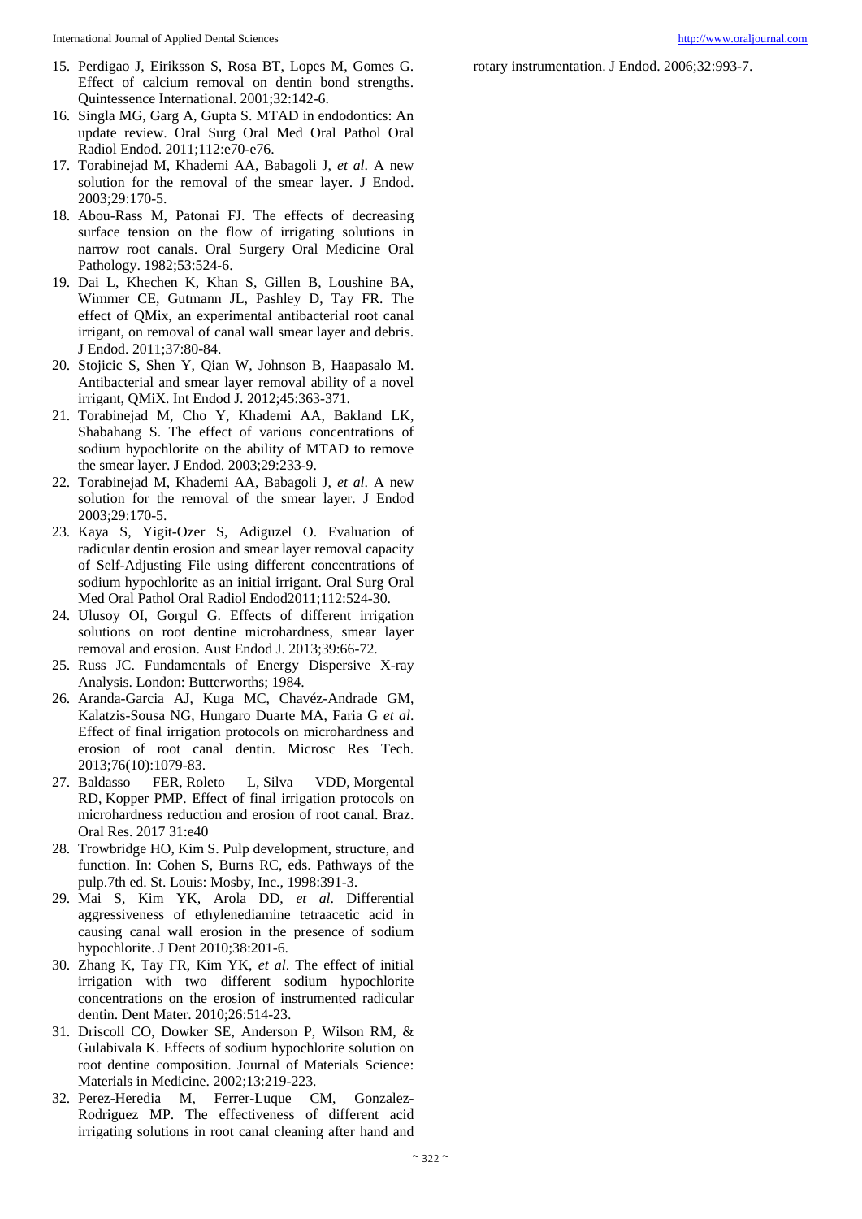15. Perdigao J, Eiriksson S, Rosa BT, Lopes M, Gomes G. Effect of calcium removal on dentin bond strengths. Quintessence International. 2001;32:142-6.
16. Singla MG, Garg A, Gupta S. MTAD in endodontics: An update review. Oral Surg Oral Med Oral Pathol Oral Radiol Endod. 2011;112:e70-e76.
17. Torabinejad M, Khademi AA, Babagoli J, *et al*. A new solution for the removal of the smear layer. J Endod. 2003;29:170-5.
18. Abou-Rass M, Patonai FJ. The effects of decreasing surface tension on the flow of irrigating solutions in narrow root canals. Oral Surgery Oral Medicine Oral Pathology. 1982;53:524-6.
19. Dai L, Khechen K, Khan S, Gillen B, Loushine BA, Wimmer CE, Gutmann JL, Pashley D, Tay FR. The effect of QMix, an experimental antibacterial root canal irrigant, on removal of canal wall smear layer and debris. J Endod. 2011;37:80-84.
20. Stojicic S, Shen Y, Qian W, Johnson B, Haapasalo M. Antibacterial and smear layer removal ability of a novel irrigant, QMiX. Int Endod J. 2012;45:363-371.
21. Torabinejad M, Cho Y, Khademi AA, Bakland LK, Shabahang S. The effect of various concentrations of sodium hypochlorite on the ability of MTAD to remove the smear layer. J Endod. 2003;29:233-9.
22. Torabinejad M, Khademi AA, Babagoli J, *et al*. A new solution for the removal of the smear layer. J Endod 2003;29:170-5.
23. Kaya S, Yigit-Ozer S, Adiguzel O. Evaluation of radicular dentin erosion and smear layer removal capacity of Self-Adjusting File using different concentrations of sodium hypochlorite as an initial irrigant. Oral Surg Oral Med Oral Pathol Oral Radiol Endod2011;112:524-30.
24. Ulusoy OI, Gorgul G. Effects of different irrigation solutions on root dentine microhardness, smear layer removal and erosion. Aust Endod J. 2013;39:66-72.
25. Russ JC. Fundamentals of Energy Dispersive X-ray Analysis. London: Butterworths; 1984.
26. Aranda-Garcia AJ, Kuga MC, Chavéz-Andrade GM, Kalatzis-Sousa NG, Hungaro Duarte MA, Faria G *et al*. Effect of final irrigation protocols on microhardness and erosion of root canal dentin. Microsc Res Tech. 2013;76(10):1079-83.
27. Baldasso FER, Roleto L, Silva VDD, Morgental RD, Kopper PMP. Effect of final irrigation protocols on microhardness reduction and erosion of root canal. Braz. Oral Res. 2017 31:e40
28. Trowbridge HO, Kim S. Pulp development, structure, and function. In: Cohen S, Burns RC, eds. Pathways of the pulp.7th ed. St. Louis: Mosby, Inc., 1998:391-3.
29. Mai S, Kim YK, Arola DD, *et al*. Differential aggressiveness of ethylenediamine tetraacetic acid in causing canal wall erosion in the presence of sodium hypochlorite. J Dent 2010;38:201-6.
30. Zhang K, Tay FR, Kim YK, *et al*. The effect of initial irrigation with two different sodium hypochlorite concentrations on the erosion of instrumented radicular dentin. Dent Mater. 2010;26:514-23.
31. Driscoll CO, Dowker SE, Anderson P, Wilson RM, & Gulabivala K. Effects of sodium hypochlorite solution on root dentine composition. Journal of Materials Science: Materials in Medicine. 2002;13:219-223.
32. Perez-Heredia M, Ferrer-Luque CM, Gonzalez-Rodriguez MP. The effectiveness of different acid irrigating solutions in root canal cleaning after hand and rotary instrumentation. J Endod. 2006;32:993-7.